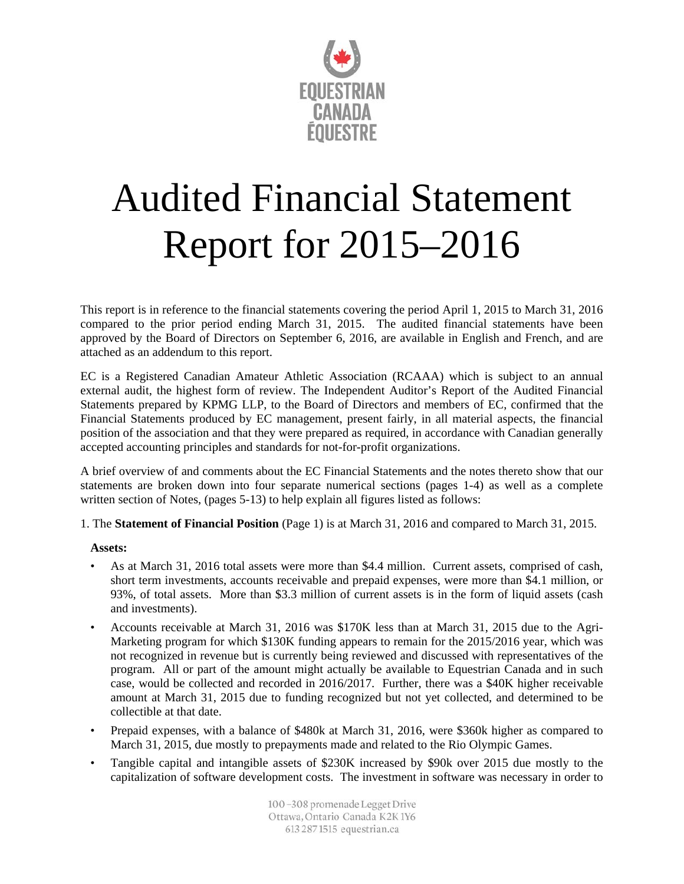# Audited Financial Statement Report for 2015–2016

This report is in reference to the financial statements covering the period April 1, 2015 to March 31, 2016 compared to the prior period ending March 31, 2015. The audited financial statements have been approved by the Board of Directors on September 6, 2016, are available in English and French, and are attached as an addendum to this report.

EC is a Registered Canadian Amateur Athletic Association (RCAAA) which is subject to an annual external audit, the highest form of review. The Independent Auditor's Report of the Audited Financial Statements prepared by KPMG LLP, to the Board of Directors and members of EC, confirmed that the Financial Statements produced by EC management, present fairly, in all material aspects, the financial position of the association and that they were prepared as required, in accordance with Canadian generally accepted accounting principles and standards for not-for-profit organizations.

A brief overview of and comments about the EC Financial Statements and the notes thereto show that our statements are broken down into four separate numerical sections (pages 1-4) as well as a complete written section of Notes, (pages 5-13) to help explain all figures listed as follows:

1. The **Statement of Financial Position** (Page 1) is at March 31, 2016 and compared to March 31, 2015.

**Assets:**

- As at March 31, 2016 total assets were more than $4.4 million. Current assets, comprised of cash, short term investments, accounts receivable and prepaid expenses, were more than $4.1 million, or 93%, of total assets. More than $3.3 million of current assets is in the form of liquid assets (cash and investments).
- Accounts receivable at March 31, 2016 was $170K less than at March 31, 2015 due to the Agri-Marketing program for which $130K funding appears to remain for the 2015/2016 year, which was not recognized in revenue but is currently being reviewed and discussed with representatives of the program. All or part of the amount might actually be available to Equestrian Canada and in such case, would be collected and recorded in 2016/2017. Further, there was a $40K higher receivable amount at March 31, 2015 due to funding recognized but not yet collected, and determined to be collectible at that date.
- Prepaid expenses, with a balance of $480k at March 31, 2016, were $360k higher as compared to March 31, 2015, due mostly to prepayments made and related to the Rio Olympic Games.
- Tangible capital and intangible assets of $230K increased by $90k over 2015 due mostly to the capitalization of software development costs. The investment in software was necessary in order to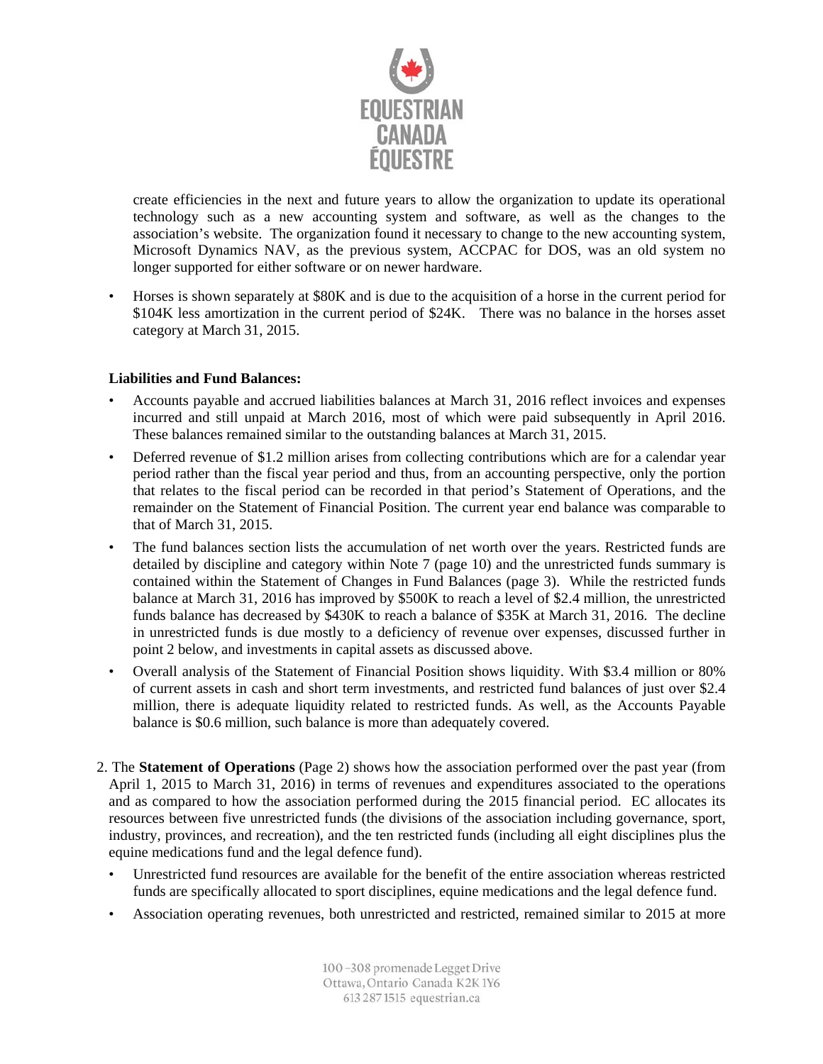create efficiencies in the next and future years to allow the organization to update its operational technology such as a new accounting system and software, as well as the changes to the association's website. The organization found it necessary to change to the new accounting system, Microsoft Dynamics NAV, as the previous system, ACCPAC for DOS, was an old system no longer supported for either software or on newer hardware.

- Horses is shown separately at $80K and is due to the acquisition of a horse in the current period for $104K less amortization in the current period of $24K. There was no balance in the horses asset category at March 31, 2015.

**Liabilities and Fund Balances:**

- Accounts payable and accrued liabilities balances at March 31, 2016 reflect invoices and expenses incurred and still unpaid at March 2016, most of which were paid subsequently in April 2016. These balances remained similar to the outstanding balances at March 31, 2015.
- Deferred revenue of $1.2 million arises from collecting contributions which are for a calendar year period rather than the fiscal year period and thus, from an accounting perspective, only the portion that relates to the fiscal period can be recorded in that period's Statement of Operations, and the remainder on the Statement of Financial Position. The current year end balance was comparable to that of March 31, 2015.
- The fund balances section lists the accumulation of net worth over the years. Restricted funds are detailed by discipline and category within Note 7 (page 10) and the unrestricted funds summary is contained within the Statement of Changes in Fund Balances (page 3). While the restricted funds balance at March 31, 2016 has improved by $500K to reach a level of $2.4 million, the unrestricted funds balance has decreased by $430K to reach a balance of $35K at March 31, 2016. The decline in unrestricted funds is due mostly to a deficiency of revenue over expenses, discussed further in point 2 below, and investments in capital assets as discussed above.
- Overall analysis of the Statement of Financial Position shows liquidity. With $3.4 million or 80% of current assets in cash and short term investments, and restricted fund balances of just over $2.4 million, there is adequate liquidity related to restricted funds. As well, as the Accounts Payable balance is $0.6 million, such balance is more than adequately covered.

2. The **Statement of Operations** (Page 2) shows how the association performed over the past year (from April 1, 2015 to March 31, 2016) in terms of revenues and expenditures associated to the operations and as compared to how the association performed during the 2015 financial period. EC allocates its resources between five unrestricted funds (the divisions of the association including governance, sport, industry, provinces, and recreation), and the ten restricted funds (including all eight disciplines plus the equine medications fund and the legal defence fund).
   - Unrestricted fund resources are available for the benefit of the entire association whereas restricted funds are specifically allocated to sport disciplines, equine medications and the legal defence fund.
   - Association operating revenues, both unrestricted and restricted, remained similar to 2015 at more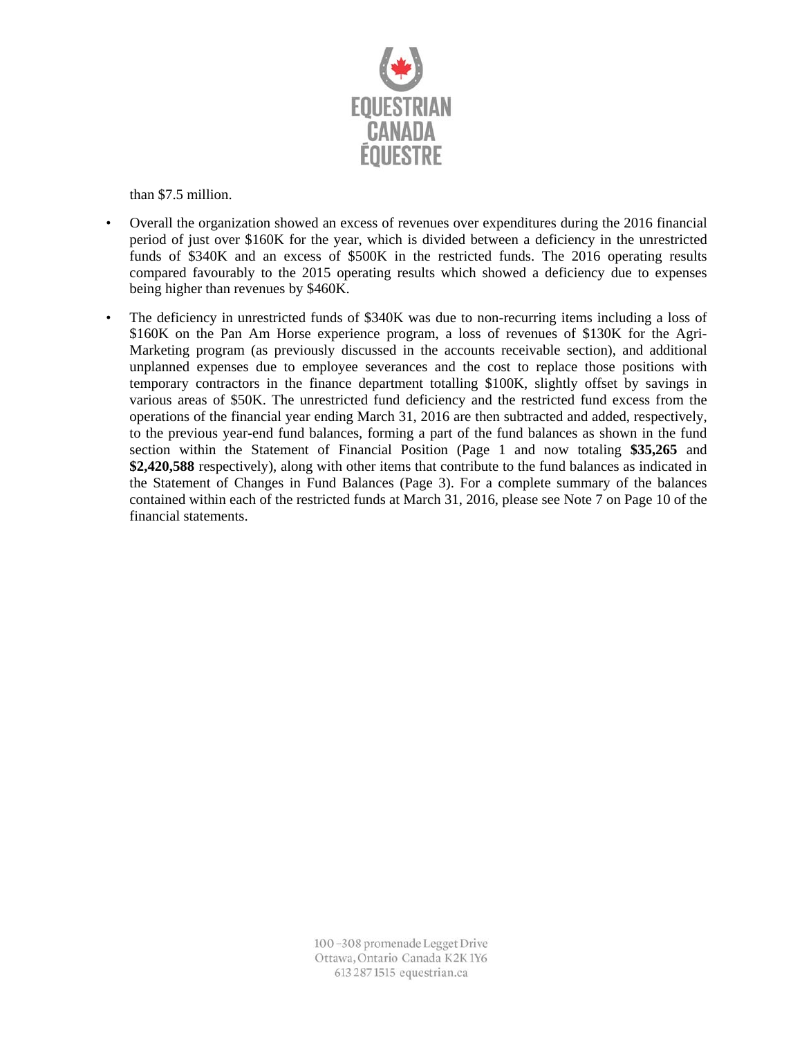than $7.5 million.

- Overall the organization showed an excess of revenues over expenditures during the 2016 financial period of just over $160K for the year, which is divided between a deficiency in the unrestricted funds of $340K and an excess of $500K in the restricted funds. The 2016 operating results compared favourably to the 2015 operating results which showed a deficiency due to expenses being higher than revenues by $460K.
- The deficiency in unrestricted funds of $340K was due to non-recurring items including a loss of $160K on the Pan Am Horse experience program, a loss of revenues of $130K for the Agri-Marketing program (as previously discussed in the accounts receivable section), and additional unplanned expenses due to employee severances and the cost to replace those positions with temporary contractors in the finance department totalling $100K, slightly offset by savings in various areas of $50K. The unrestricted fund deficiency and the restricted fund excess from the operations of the financial year ending March 31, 2016 are then subtracted and added, respectively, to the previous year-end fund balances, forming a part of the fund balances as shown in the fund section within the Statement of Financial Position (Page 1 and now totaling **$35,265** and **$2,420,588** respectively), along with other items that contribute to the fund balances as indicated in the Statement of Changes in Fund Balances (Page 3). For a complete summary of the balances contained within each of the restricted funds at March 31, 2016, please see Note 7 on Page 10 of the financial statements.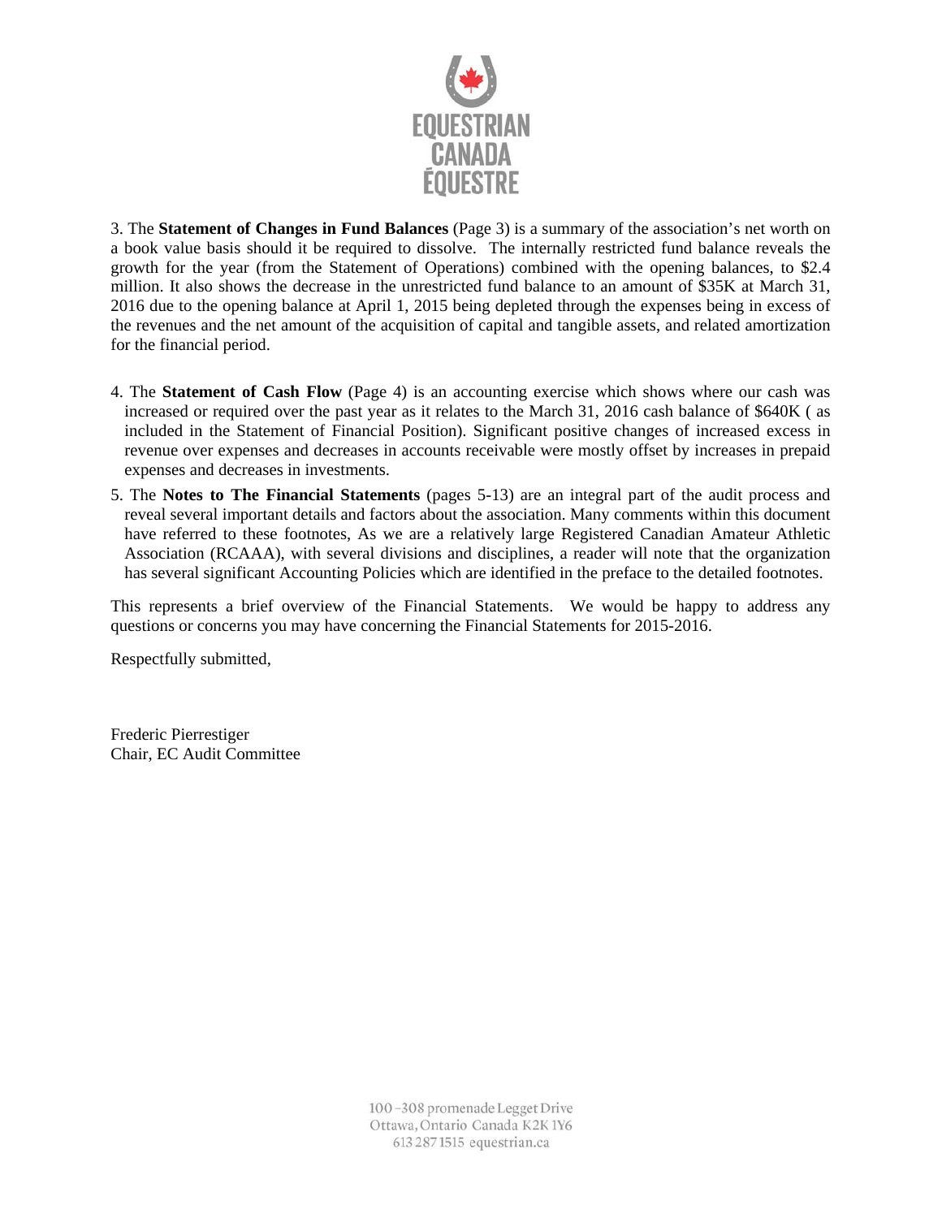3. The **Statement of Changes in Fund Balances** (Page 3) is a summary of the association's net worth on a book value basis should it be required to dissolve. The internally restricted fund balance reveals the growth for the year (from the Statement of Operations) combined with the opening balances, to $2.4 million. It also shows the decrease in the unrestricted fund balance to an amount of $35K at March 31, 2016 due to the opening balance at April 1, 2015 being depleted through the expenses being in excess of the revenues and the net amount of the acquisition of capital and tangible assets, and related amortization for the financial period.

4. The **Statement of Cash Flow** (Page 4) is an accounting exercise which shows where our cash was increased or required over the past year as it relates to the March 31, 2016 cash balance of $640K ( as included in the Statement of Financial Position). Significant positive changes of increased excess in revenue over expenses and decreases in accounts receivable were mostly offset by increases in prepaid expenses and decreases in investments.

5. The **Notes to The Financial Statements** (pages 5-13) are an integral part of the audit process and reveal several important details and factors about the association. Many comments within this document have referred to these footnotes, As we are a relatively large Registered Canadian Amateur Athletic Association (RCAAA), with several divisions and disciplines, a reader will note that the organization has several significant Accounting Policies which are identified in the preface to the detailed footnotes.

This represents a brief overview of the Financial Statements. We would be happy to address any questions or concerns you may have concerning the Financial Statements for 2015-2016.

Respectfully submitted,

Frederic Pierrestiger
Chair, EC Audit Committee

100 –308 promenade Legget Drive
Ottawa, Ontario Canada K2K 1Y6
613 287 1515 equestrian.ca